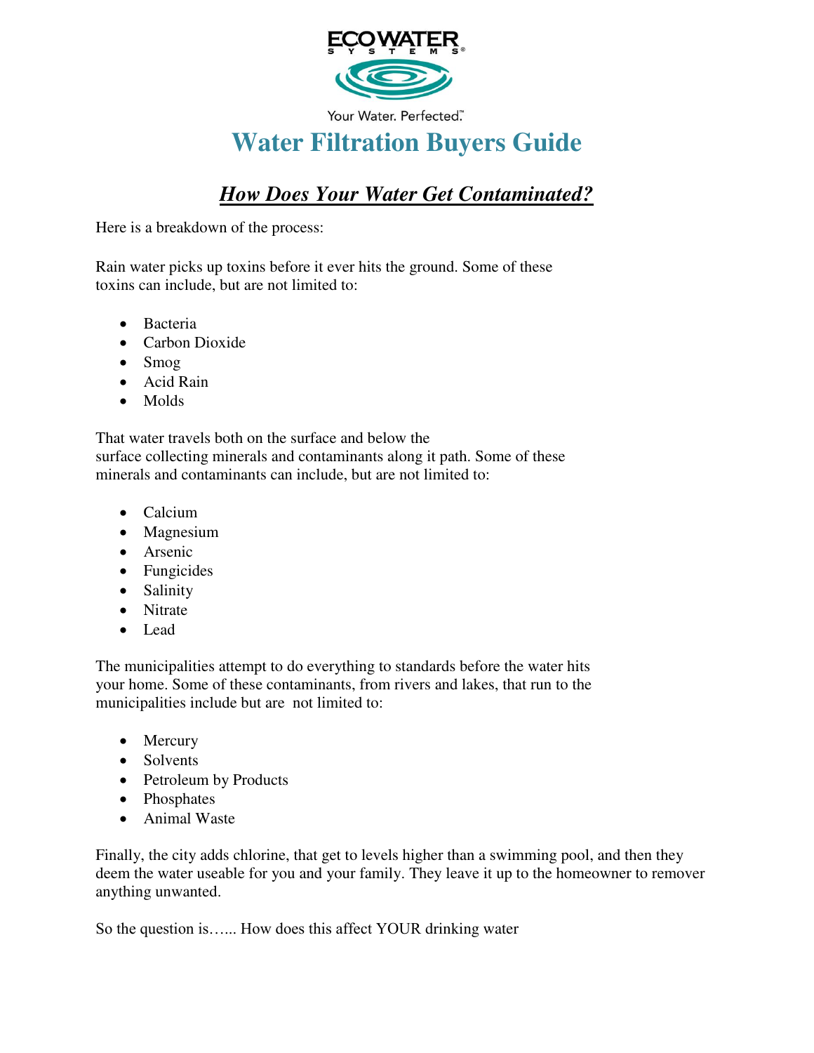ECOWATER SYSTEMS®

Your Water. Perfected.™

# Water Filtration Buyers Guide

## ***How Does Your Water Get Contaminated?***

Here is a breakdown of the process:

Rain water picks up toxins before it ever hits the ground. Some of these toxins can include, but are not limited to:

- Bacteria
- Carbon Dioxide
- Smog
- Acid Rain
- Molds

That water travels both on the surface and below the surface collecting minerals and contaminants along it path. Some of these minerals and contaminants can include, but are not limited to:

- Calcium
- Magnesium
- Arsenic
- Fungicides
- Salinity
- Nitrate
- Lead

The municipalities attempt to do everything to standards before the water hits your home. Some of these contaminants, from rivers and lakes, that run to the municipalities include but are not limited to:

- Mercury
- Solvents
- Petroleum by Products
- Phosphates
- Animal Waste

Finally, the city adds chlorine, that get to levels higher than a swimming pool, and then they deem the water useable for you and your family. They leave it up to the homeowner to remover anything unwanted.

So the question is…... How does this affect YOUR drinking water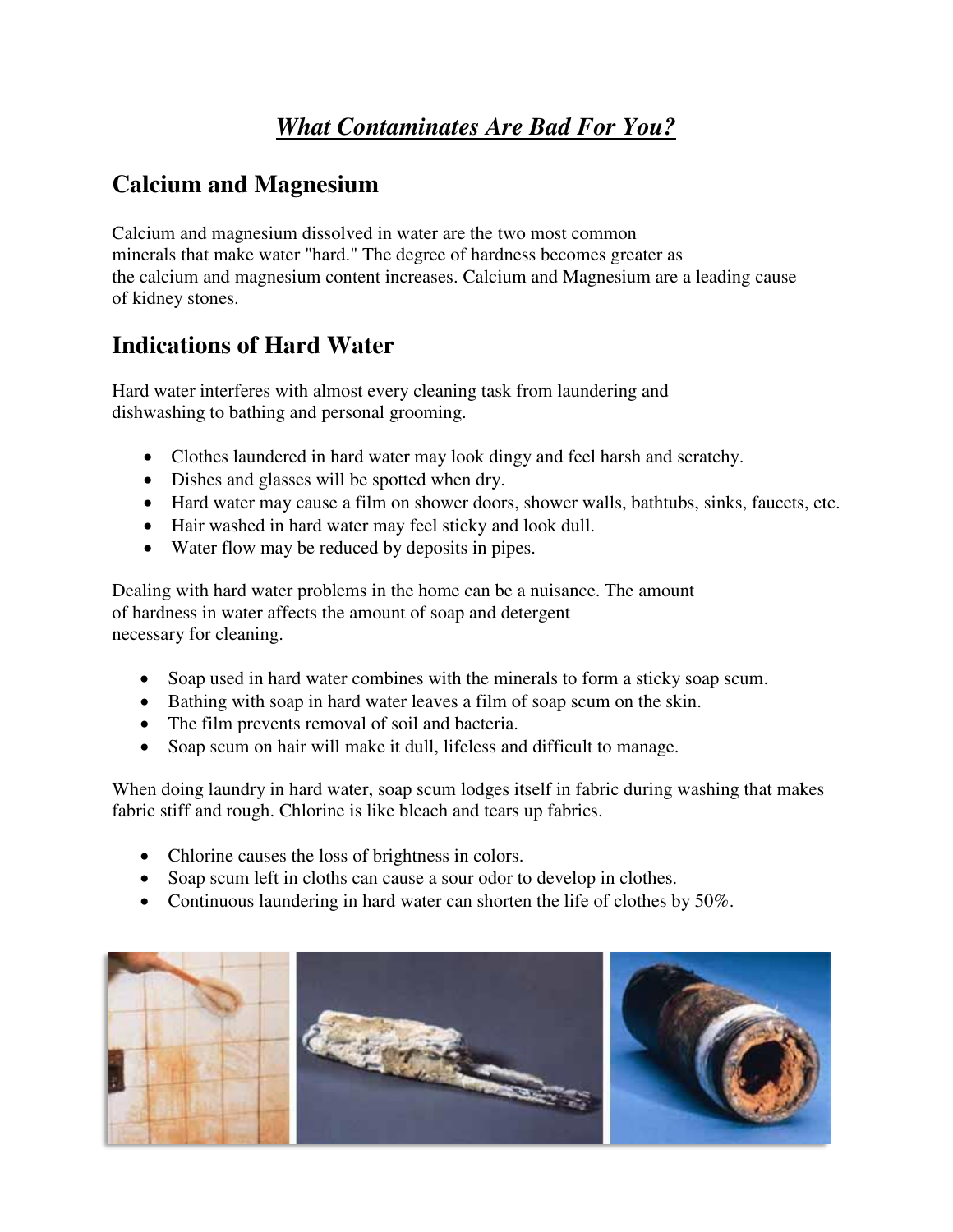# *What Contaminates Are Bad For You?*

## Calcium and Magnesium

Calcium and magnesium dissolved in water are the two most common minerals that make water "hard." The degree of hardness becomes greater as the calcium and magnesium content increases. Calcium and Magnesium are a leading cause of kidney stones.

## Indications of Hard Water

Hard water interferes with almost every cleaning task from laundering and dishwashing to bathing and personal grooming.

- Clothes laundered in hard water may look dingy and feel harsh and scratchy.
- Dishes and glasses will be spotted when dry.
- Hard water may cause a film on shower doors, shower walls, bathtubs, sinks, faucets, etc.
- Hair washed in hard water may feel sticky and look dull.
- Water flow may be reduced by deposits in pipes.

Dealing with hard water problems in the home can be a nuisance. The amount of hardness in water affects the amount of soap and detergent necessary for cleaning.

- Soap used in hard water combines with the minerals to form a sticky soap scum.
- Bathing with soap in hard water leaves a film of soap scum on the skin.
- The film prevents removal of soil and bacteria.
- Soap scum on hair will make it dull, lifeless and difficult to manage.

When doing laundry in hard water, soap scum lodges itself in fabric during washing that makes fabric stiff and rough. Chlorine is like bleach and tears up fabrics.

- Chlorine causes the loss of brightness in colors.
- Soap scum left in cloths can cause a sour odor to develop in clothes.
- Continuous laundering in hard water can shorten the life of clothes by 50%.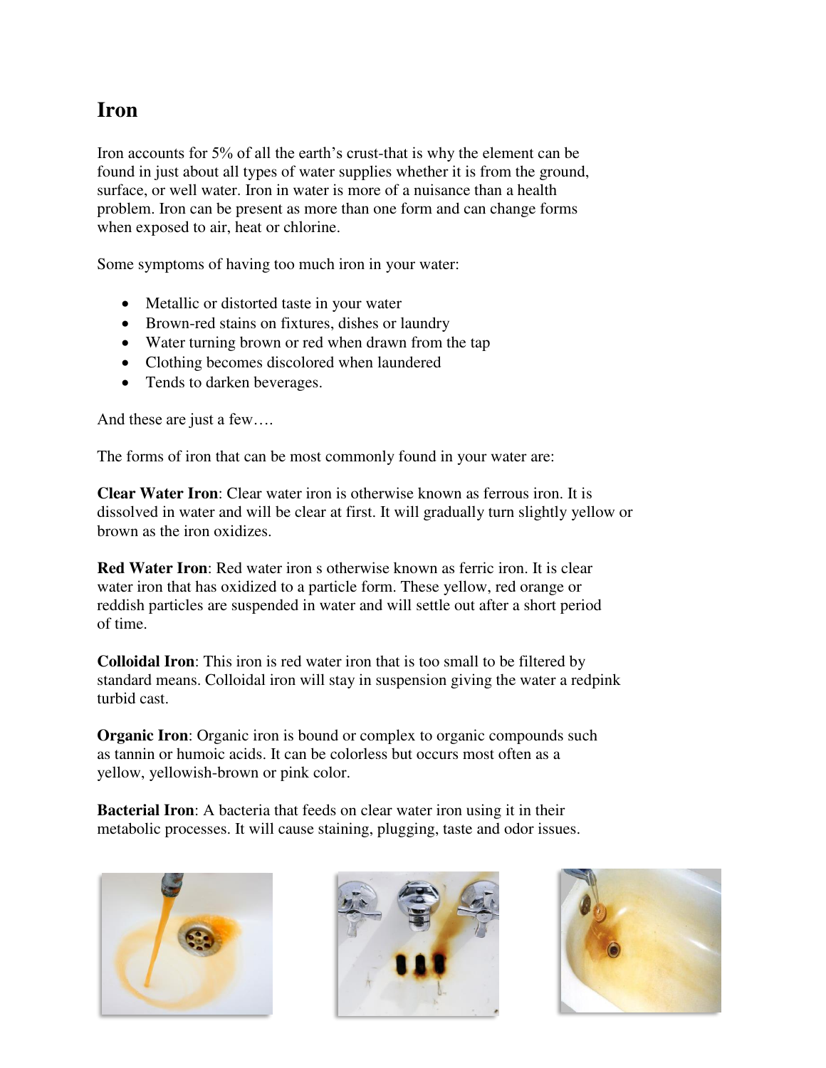# Iron

Iron accounts for 5% of all the earth's crust-that is why the element can be found in just about all types of water supplies whether it is from the ground, surface, or well water. Iron in water is more of a nuisance than a health problem. Iron can be present as more than one form and can change forms when exposed to air, heat or chlorine.

Some symptoms of having too much iron in your water:

- Metallic or distorted taste in your water
- Brown-red stains on fixtures, dishes or laundry
- Water turning brown or red when drawn from the tap
- Clothing becomes discolored when laundered
- Tends to darken beverages.

And these are just a few….

The forms of iron that can be most commonly found in your water are:

**Clear Water Iron**: Clear water iron is otherwise known as ferrous iron. It is dissolved in water and will be clear at first. It will gradually turn slightly yellow or brown as the iron oxidizes.

**Red Water Iron**: Red water iron s otherwise known as ferric iron. It is clear water iron that has oxidized to a particle form. These yellow, red orange or reddish particles are suspended in water and will settle out after a short period of time.

**Colloidal Iron**: This iron is red water iron that is too small to be filtered by standard means. Colloidal iron will stay in suspension giving the water a redpink turbid cast.

**Organic Iron**: Organic iron is bound or complex to organic compounds such as tannin or humoic acids. It can be colorless but occurs most often as a yellow, yellowish-brown or pink color.

**Bacterial Iron**: A bacteria that feeds on clear water iron using it in their metabolic processes. It will cause staining, plugging, taste and odor issues.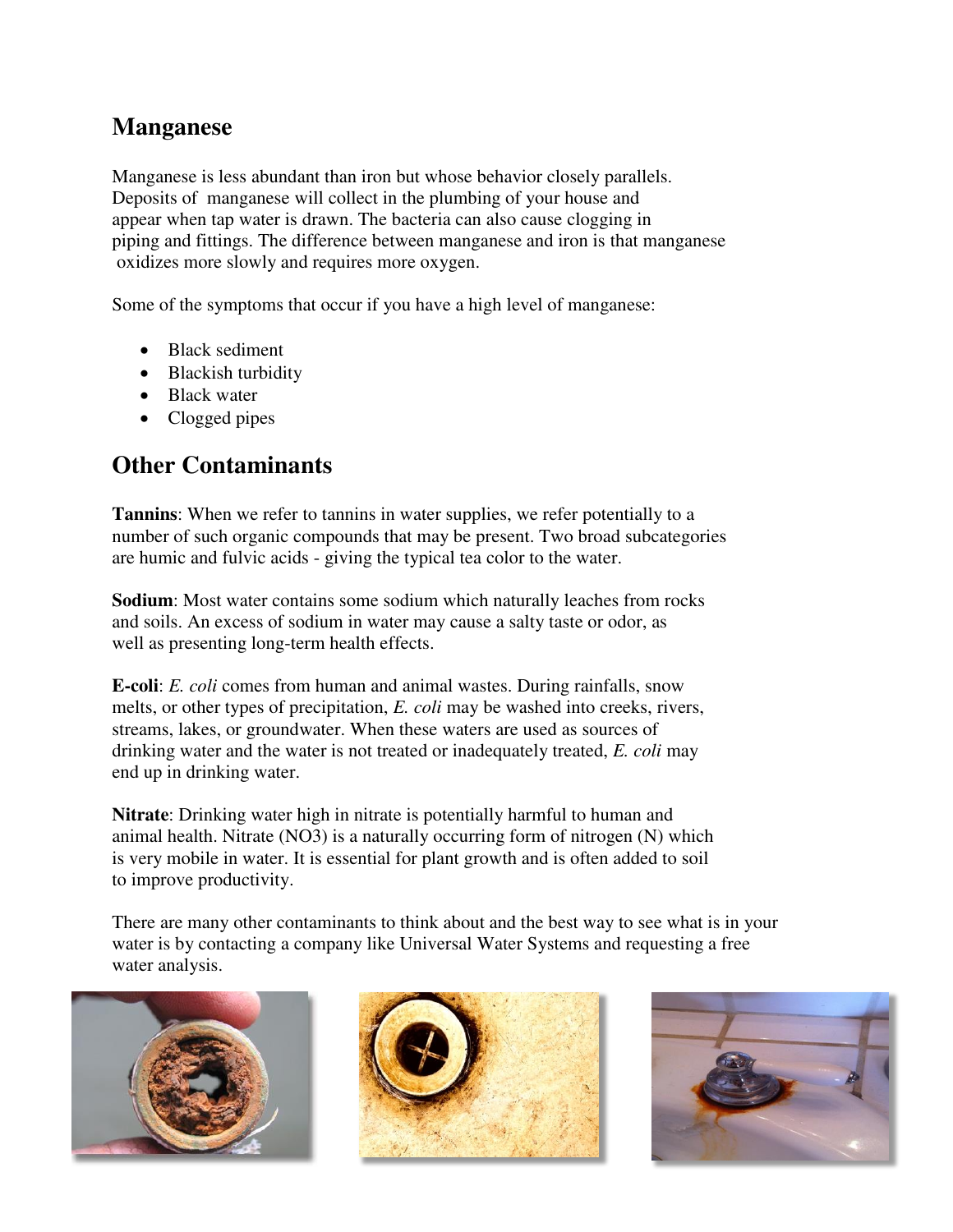## Manganese

Manganese is less abundant than iron but whose behavior closely parallels. Deposits of manganese will collect in the plumbing of your house and appear when tap water is drawn. The bacteria can also cause clogging in piping and fittings. The difference between manganese and iron is that manganese oxidizes more slowly and requires more oxygen.

Some of the symptoms that occur if you have a high level of manganese:

- Black sediment
- Blackish turbidity
- Black water
- Clogged pipes

## Other Contaminants

**Tannins**: When we refer to tannins in water supplies, we refer potentially to a number of such organic compounds that may be present. Two broad subcategories are humic and fulvic acids - giving the typical tea color to the water.

**Sodium**: Most water contains some sodium which naturally leaches from rocks and soils. An excess of sodium in water may cause a salty taste or odor, as well as presenting long-term health effects.

**E-coli**: *E. coli* comes from human and animal wastes. During rainfalls, snow melts, or other types of precipitation, *E. coli* may be washed into creeks, rivers, streams, lakes, or groundwater. When these waters are used as sources of drinking water and the water is not treated or inadequately treated, *E. coli* may end up in drinking water.

**Nitrate**: Drinking water high in nitrate is potentially harmful to human and animal health. Nitrate ($NO_3$) is a naturally occurring form of nitrogen (N) which is very mobile in water. It is essential for plant growth and is often added to soil to improve productivity.

There are many other contaminants to think about and the best way to see what is in your water is by contacting a company like Universal Water Systems and requesting a free water analysis.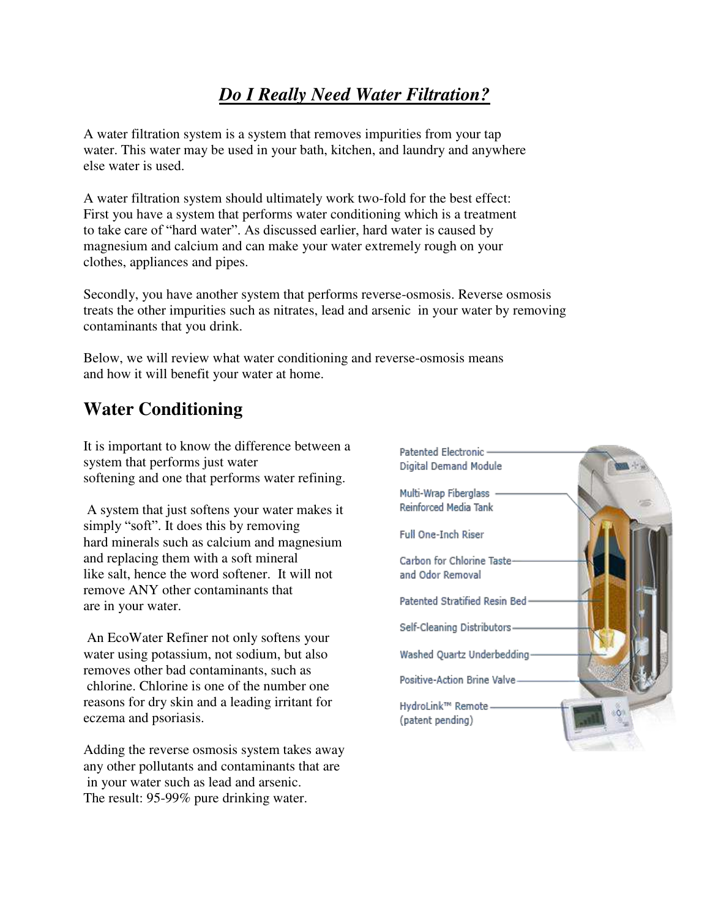## *Do I Really Need Water Filtration?*

A water filtration system is a system that removes impurities from your tap water. This water may be used in your bath, kitchen, and laundry and anywhere else water is used.

A water filtration system should ultimately work two-fold for the best effect: First you have a system that performs water conditioning which is a treatment to take care of "hard water". As discussed earlier, hard water is caused by magnesium and calcium and can make your water extremely rough on your clothes, appliances and pipes.

Secondly, you have another system that performs reverse-osmosis. Reverse osmosis treats the other impurities such as nitrates, lead and arsenic in your water by removing contaminants that you drink.

Below, we will review what water conditioning and reverse-osmosis means and how it will benefit your water at home.

# Water Conditioning

It is important to know the difference between a system that performs just water softening and one that performs water refining.

A system that just softens your water makes it simply "soft". It does this by removing hard minerals such as calcium and magnesium and replacing them with a soft mineral like salt, hence the word softener. It will not remove ANY other contaminants that are in your water.

An EcoWater Refiner not only softens your water using potassium, not sodium, but also removes other bad contaminants, such as chlorine. Chlorine is one of the number one reasons for dry skin and a leading irritant for eczema and psoriasis.

Adding the reverse osmosis system takes away any other pollutants and contaminants that are in your water such as lead and arsenic. The result: 95-99% pure drinking water.

Patented Electronic Digital Demand Module

Multi-Wrap Fiberglass Reinforced Media Tank

Full One-Inch Riser

Carbon for Chlorine Taste and Odor Removal

Patented Stratified Resin Bed

Self-Cleaning Distributors

Washed Quartz Underbedding

Positive-Action Brine Valve

HydroLink™ Remote (patent pending)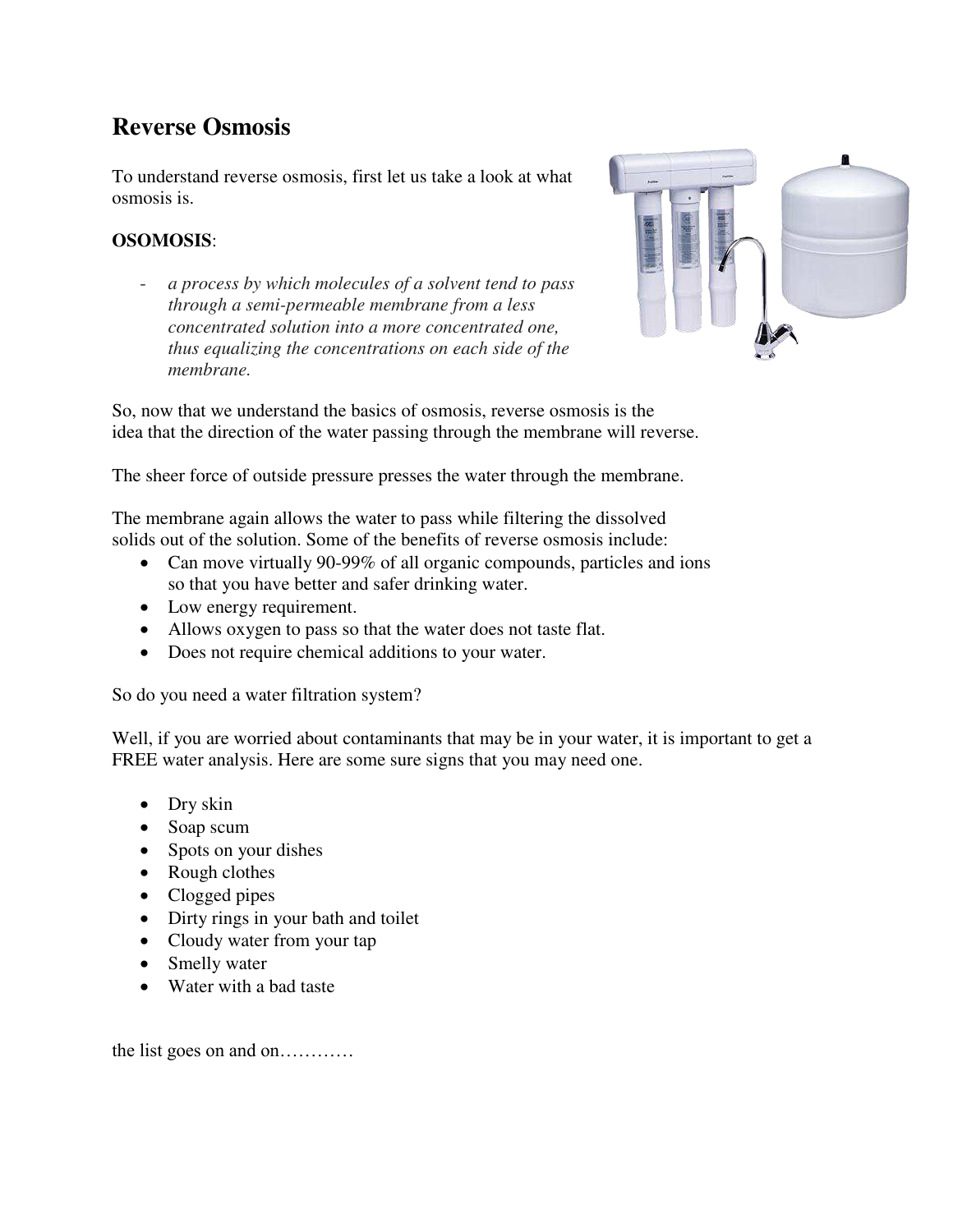# Reverse Osmosis

To understand reverse osmosis, first let us take a look at what osmosis is.

**OSOMOSIS**:

- *a process by which molecules of a solvent tend to pass through a semi-permeable membrane from a less concentrated solution into a more concentrated one, thus equalizing the concentrations on each side of the membrane.*

So, now that we understand the basics of osmosis, reverse osmosis is the idea that the direction of the water passing through the membrane will reverse.

The sheer force of outside pressure presses the water through the membrane.

The membrane again allows the water to pass while filtering the dissolved solids out of the solution. Some of the benefits of reverse osmosis include:

- Can move virtually 90-99% of all organic compounds, particles and ions so that you have better and safer drinking water.
- Low energy requirement.
- Allows oxygen to pass so that the water does not taste flat.
- Does not require chemical additions to your water.

So do you need a water filtration system?

Well, if you are worried about contaminants that may be in your water, it is important to get a FREE water analysis. Here are some sure signs that you may need one.

- Dry skin
- Soap scum
- Spots on your dishes
- Rough clothes
- Clogged pipes
- Dirty rings in your bath and toilet
- Cloudy water from your tap
- Smelly water
- Water with a bad taste

the list goes on and on…………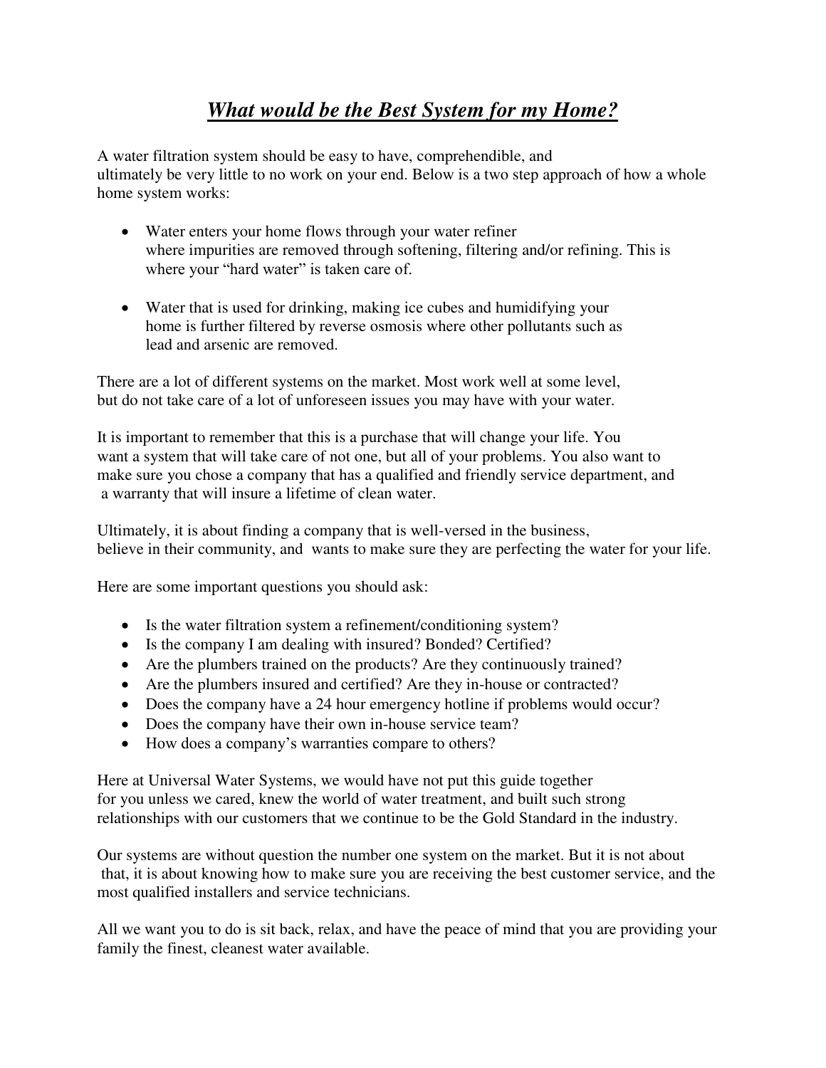# *What would be the Best System for my Home?*

A water filtration system should be easy to have, comprehendible, and ultimately be very little to no work on your end. Below is a two step approach of how a whole home system works:

- Water enters your home flows through your water refiner where impurities are removed through softening, filtering and/or refining. This is where your "hard water" is taken care of.

- Water that is used for drinking, making ice cubes and humidifying your home is further filtered by reverse osmosis where other pollutants such as lead and arsenic are removed.

There are a lot of different systems on the market. Most work well at some level, but do not take care of a lot of unforeseen issues you may have with your water.

It is important to remember that this is a purchase that will change your life. You want a system that will take care of not one, but all of your problems. You also want to make sure you chose a company that has a qualified and friendly service department, and a warranty that will insure a lifetime of clean water.

Ultimately, it is about finding a company that is well-versed in the business, believe in their community, and wants to make sure they are perfecting the water for your life.

Here are some important questions you should ask:

- Is the water filtration system a refinement/conditioning system?
- Is the company I am dealing with insured? Bonded? Certified?
- Are the plumbers trained on the products? Are they continuously trained?
- Are the plumbers insured and certified? Are they in-house or contracted?
- Does the company have a 24 hour emergency hotline if problems would occur?
- Does the company have their own in-house service team?
- How does a company's warranties compare to others?

Here at Universal Water Systems, we would have not put this guide together for you unless we cared, knew the world of water treatment, and built such strong relationships with our customers that we continue to be the Gold Standard in the industry.

Our systems are without question the number one system on the market. But it is not about that, it is about knowing how to make sure you are receiving the best customer service, and the most qualified installers and service technicians.

All we want you to do is sit back, relax, and have the peace of mind that you are providing your family the finest, cleanest water available.